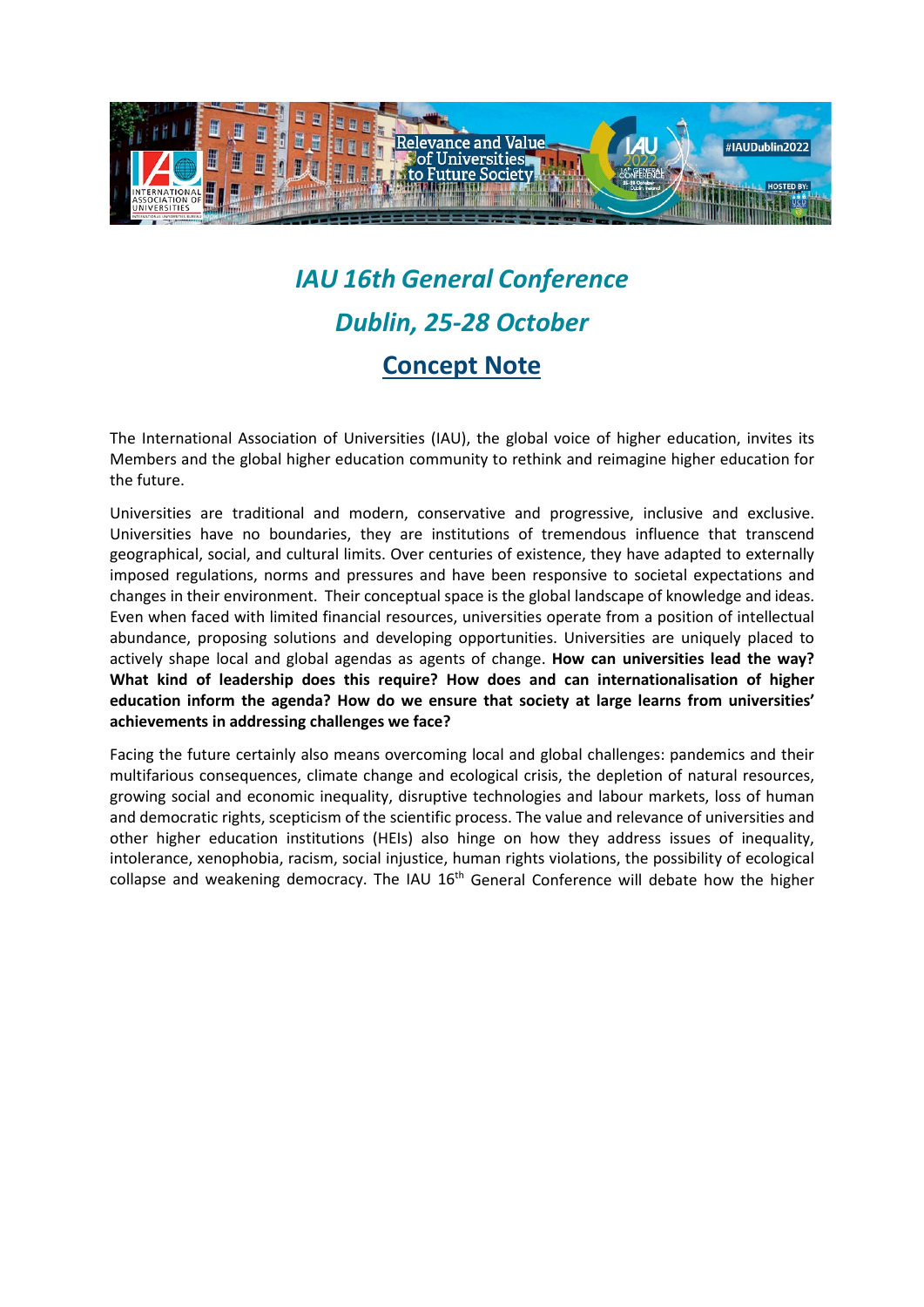# *IAU 16th General Conference*

## *Dublin, 25-28 October*

## Concept Note

The International Association of Universities (IAU), the global voice of higher education, invites its Members and the global higher education community to rethink and reimagine higher education for the future.

Universities are traditional and modern, conservative and progressive, inclusive and exclusive. Universities have no boundaries, they are institutions of tremendous influence that transcend geographical, social, and cultural limits. Over centuries of existence, they have adapted to externally imposed regulations, norms and pressures and have been responsive to societal expectations and changes in their environment. Their conceptual space is the global landscape of knowledge and ideas. Even when faced with limited financial resources, universities operate from a position of intellectual abundance, proposing solutions and developing opportunities. Universities are uniquely placed to actively shape local and global agendas as agents of change. **How can universities lead the way? What kind of leadership does this require? How does and can internationalisation of higher education inform the agenda? How do we ensure that society at large learns from universities' achievements in addressing challenges we face?**

Facing the future certainly also means overcoming local and global challenges: pandemics and their multifarious consequences, climate change and ecological crisis, the depletion of natural resources, growing social and economic inequality, disruptive technologies and labour markets, loss of human and democratic rights, scepticism of the scientific process. The value and relevance of universities and other higher education institutions (HEIs) also hinge on how they address issues of inequality, intolerance, xenophobia, racism, social injustice, human rights violations, the possibility of ecological collapse and weakening democracy. The IAU 16th General Conference will debate how the higher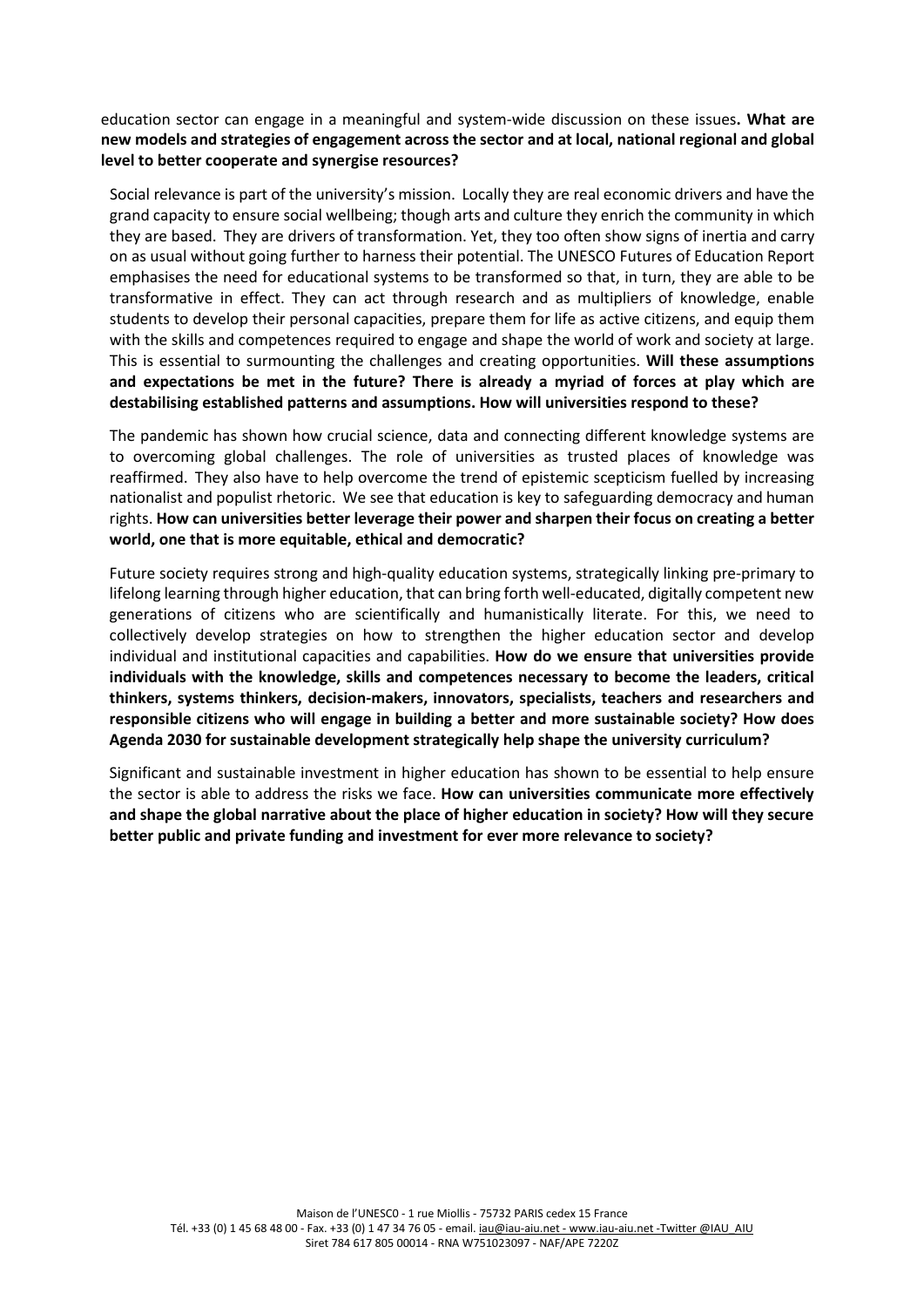education sector can engage in a meaningful and system-wide discussion on these issues**. What are new models and strategies of engagement across the sector and at local, national regional and global level to better cooperate and synergise resources?**

Social relevance is part of the university's mission. Locally they are real economic drivers and have the grand capacity to ensure social wellbeing; though arts and culture they enrich the community in which they are based. They are drivers of transformation. Yet, they too often show signs of inertia and carry on as usual without going further to harness their potential. The UNESCO Futures of Education Report emphasises the need for educational systems to be transformed so that, in turn, they are able to be transformative in effect. They can act through research and as multipliers of knowledge, enable students to develop their personal capacities, prepare them for life as active citizens, and equip them with the skills and competences required to engage and shape the world of work and society at large. This is essential to surmounting the challenges and creating opportunities. **Will these assumptions and expectations be met in the future? There is already a myriad of forces at play which are destabilising established patterns and assumptions. How will universities respond to these?**

The pandemic has shown how crucial science, data and connecting different knowledge systems are to overcoming global challenges. The role of universities as trusted places of knowledge was reaffirmed. They also have to help overcome the trend of epistemic scepticism fuelled by increasing nationalist and populist rhetoric. We see that education is key to safeguarding democracy and human rights. **How can universities better leverage their power and sharpen their focus on creating a better world, one that is more equitable, ethical and democratic?**

Future society requires strong and high-quality education systems, strategically linking pre-primary to lifelong learning through higher education, that can bring forth well-educated, digitally competent new generations of citizens who are scientifically and humanistically literate. For this, we need to collectively develop strategies on how to strengthen the higher education sector and develop individual and institutional capacities and capabilities. **How do we ensure that universities provide individuals with the knowledge, skills and competences necessary to become the leaders, critical thinkers, systems thinkers, decision-makers, innovators, specialists, teachers and researchers and responsible citizens who will engage in building a better and more sustainable society? How does Agenda 2030 for sustainable development strategically help shape the university curriculum?**

Significant and sustainable investment in higher education has shown to be essential to help ensure the sector is able to address the risks we face. **How can universities communicate more effectively and shape the global narrative about the place of higher education in society? How will they secure better public and private funding and investment for ever more relevance to society?**